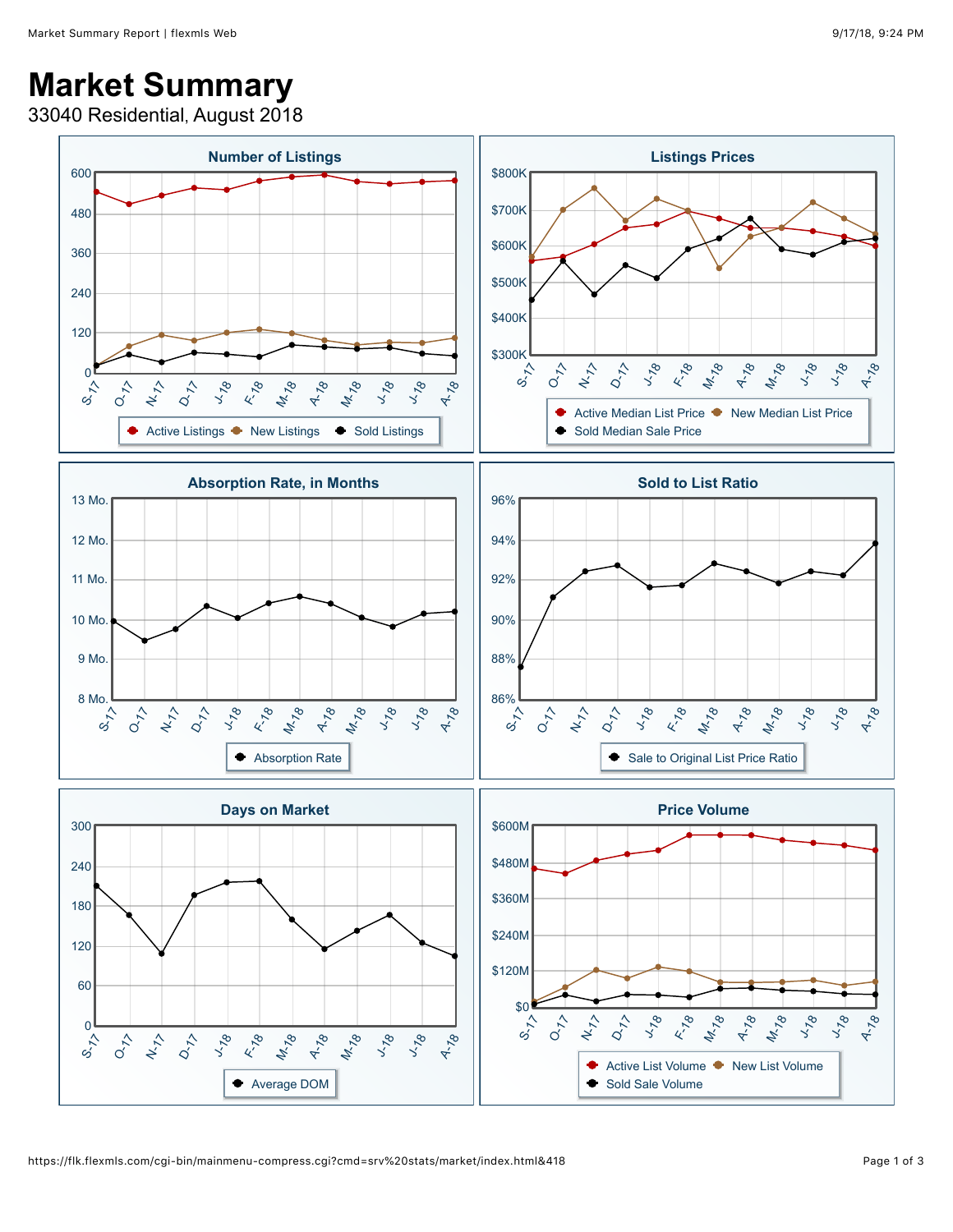# Market Summary

33040 Residential, August 2018

## Number of Listings

600, 480, 360, 240, 120, 0

S-17, O-17, N-17, D-17, J-18, F-18, M-18, A-18, M-18, J-18, J-18, A-18

Active Listings · New Listings · Sold Listings

## Listings Prices

$800K, $700K, $600K, $500K, $400K, $300K

S-17, O-17, N-17, D-17, J-18, F-18, M-18, A-18, M-18, J-18, J-18, A-18

Active Median List Price · New Median List Price · Sold Median Sale Price

## Absorption Rate, in Months

13 Mo., 12 Mo., 11 Mo., 10 Mo., 9 Mo., 8 Mo.

S-17, O-17, N-17, D-17, J-18, F-18, M-18, A-18, M-18, J-18, J-18, A-18

Absorption Rate

## Sold to List Ratio

96%, 94%, 92%, 90%, 88%, 86%

S-17, O-17, N-17, D-17, J-18, F-18, M-18, A-18, M-18, J-18, J-18, A-18

Sale to Original List Price Ratio

## Days on Market

300, 240, 180, 120, 60, 0

S-17, O-17, N-17, D-17, J-18, F-18, M-18, A-18, M-18, J-18, J-18, A-18

Average DOM

## Price Volume

$600M, $480M, $360M, $240M, $120M, $0

S-17, O-17, N-17, D-17, J-18, F-18, M-18, A-18, M-18, J-18, J-18, A-18

Active List Volume · New List Volume · Sold Sale Volume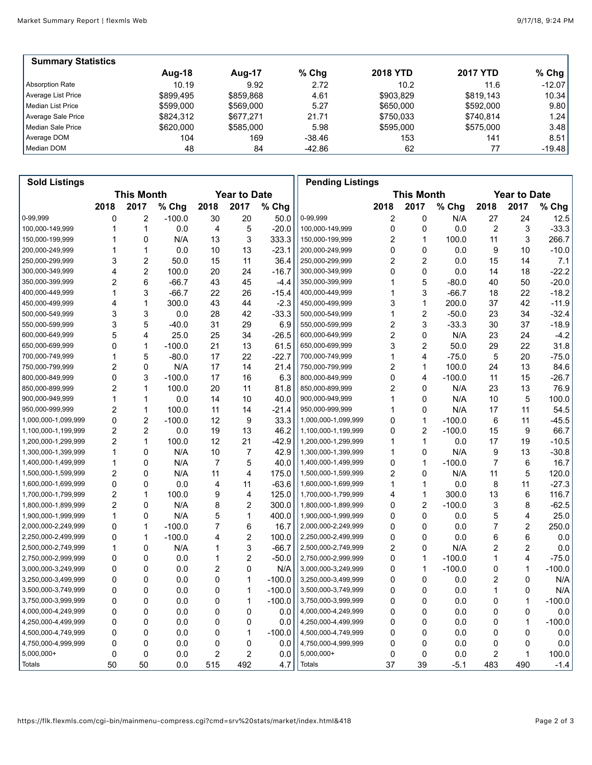## Summary Statistics

| Summary Statistics | Aug-18 | Aug-17 | % Chg | 2018 YTD | 2017 YTD | % Chg |
|---|---|---|---|---|---|---|
| Absorption Rate | 10.19 | 9.92 | 2.72 | 10.2 | 11.6 | -12.07 |
| Average List Price | $899,495 | $859,868 | 4.61 | $903,829 | $819,143 | 10.34 |
| Median List Price | $599,000 | $569,000 | 5.27 | $650,000 | $592,000 | 9.80 |
| Average Sale Price | $824,312 | $677,271 | 21.71 | $750,033 | $740,814 | 1.24 |
| Median Sale Price | $620,000 | $585,000 | 5.98 | $595,000 | $575,000 | 3.48 |
| Average DOM | 104 | 169 | -38.46 | 153 | 141 | 8.51 |
| Median DOM | 48 | 84 | -42.86 | 62 | 77 | -19.48 |

## Sold Listings

| | This Month | | | Year to Date | | |
|---|---|---|---|---|---|---|
| | 2018 | 2017 | % Chg | 2018 | 2017 | % Chg |
| 0-99,999 | 0 | 2 | -100.0 | 30 | 20 | 50.0 |
| 100,000-149,999 | 1 | 1 | 0.0 | 4 | 5 | -20.0 |
| 150,000-199,999 | 1 | 0 | N/A | 13 | 3 | 333.3 |
| 200,000-249,999 | 1 | 1 | 0.0 | 10 | 13 | -23.1 |
| 250,000-299,999 | 3 | 2 | 50.0 | 15 | 11 | 36.4 |
| 300,000-349,999 | 4 | 2 | 100.0 | 20 | 24 | -16.7 |
| 350,000-399,999 | 2 | 6 | -66.7 | 43 | 45 | -4.4 |
| 400,000-449,999 | 1 | 3 | -66.7 | 22 | 26 | -15.4 |
| 450,000-499,999 | 4 | 1 | 300.0 | 43 | 44 | -2.3 |
| 500,000-549,999 | 3 | 3 | 0.0 | 28 | 42 | -33.3 |
| 550,000-599,999 | 3 | 5 | -40.0 | 31 | 29 | 6.9 |
| 600,000-649,999 | 5 | 4 | 25.0 | 25 | 34 | -26.5 |
| 650,000-699,999 | 0 | 1 | -100.0 | 21 | 13 | 61.5 |
| 700,000-749,999 | 1 | 5 | -80.0 | 17 | 22 | -22.7 |
| 750,000-799,999 | 2 | 0 | N/A | 17 | 14 | 21.4 |
| 800,000-849,999 | 0 | 3 | -100.0 | 17 | 16 | 6.3 |
| 850,000-899,999 | 2 | 1 | 100.0 | 20 | 11 | 81.8 |
| 900,000-949,999 | 1 | 1 | 0.0 | 14 | 10 | 40.0 |
| 950,000-999,999 | 2 | 1 | 100.0 | 11 | 14 | -21.4 |
| 1,000,000-1,099,999 | 0 | 2 | -100.0 | 12 | 9 | 33.3 |
| 1,100,000-1,199,999 | 2 | 2 | 0.0 | 19 | 13 | 46.2 |
| 1,200,000-1,299,999 | 2 | 1 | 100.0 | 12 | 21 | -42.9 |
| 1,300,000-1,399,999 | 1 | 0 | N/A | 10 | 7 | 42.9 |
| 1,400,000-1,499,999 | 1 | 0 | N/A | 7 | 5 | 40.0 |
| 1,500,000-1,599,999 | 2 | 0 | N/A | 11 | 4 | 175.0 |
| 1,600,000-1,699,999 | 0 | 0 | 0.0 | 4 | 11 | -63.6 |
| 1,700,000-1,799,999 | 2 | 1 | 100.0 | 9 | 4 | 125.0 |
| 1,800,000-1,899,999 | 2 | 0 | N/A | 8 | 2 | 300.0 |
| 1,900,000-1,999,999 | 1 | 0 | N/A | 5 | 1 | 400.0 |
| 2,000,000-2,249,999 | 0 | 1 | -100.0 | 7 | 6 | 16.7 |
| 2,250,000-2,499,999 | 0 | 1 | -100.0 | 4 | 2 | 100.0 |
| 2,500,000-2,749,999 | 1 | 0 | N/A | 1 | 3 | -66.7 |
| 2,750,000-2,999,999 | 0 | 0 | 0.0 | 1 | 2 | -50.0 |
| 3,000,000-3,249,999 | 0 | 0 | 0.0 | 2 | 0 | N/A |
| 3,250,000-3,499,999 | 0 | 0 | 0.0 | 0 | 1 | -100.0 |
| 3,500,000-3,749,999 | 0 | 0 | 0.0 | 0 | 1 | -100.0 |
| 3,750,000-3,999,999 | 0 | 0 | 0.0 | 0 | 1 | -100.0 |
| 4,000,000-4,249,999 | 0 | 0 | 0.0 | 0 | 0 | 0.0 |
| 4,250,000-4,499,999 | 0 | 0 | 0.0 | 0 | 0 | 0.0 |
| 4,500,000-4,749,999 | 0 | 0 | 0.0 | 0 | 1 | -100.0 |
| 4,750,000-4,999,999 | 0 | 0 | 0.0 | 0 | 0 | 0.0 |
| 5,000,000+ | 0 | 0 | 0.0 | 2 | 2 | 0.0 |
| Totals | 50 | 50 | 0.0 | 515 | 492 | 4.7 |

## Pending Listings

| | This Month | | | Year to Date | | |
|---|---|---|---|---|---|---|
| | 2018 | 2017 | % Chg | 2018 | 2017 | % Chg |
| 0-99,999 | 2 | 0 | N/A | 27 | 24 | 12.5 |
| 100,000-149,999 | 0 | 0 | 0.0 | 2 | 3 | -33.3 |
| 150,000-199,999 | 2 | 1 | 100.0 | 11 | 3 | 266.7 |
| 200,000-249,999 | 0 | 0 | 0.0 | 9 | 10 | -10.0 |
| 250,000-299,999 | 2 | 2 | 0.0 | 15 | 14 | 7.1 |
| 300,000-349,999 | 0 | 0 | 0.0 | 14 | 18 | -22.2 |
| 350,000-399,999 | 1 | 5 | -80.0 | 40 | 50 | -20.0 |
| 400,000-449,999 | 1 | 3 | -66.7 | 18 | 22 | -18.2 |
| 450,000-499,999 | 3 | 1 | 200.0 | 37 | 42 | -11.9 |
| 500,000-549,999 | 1 | 2 | -50.0 | 23 | 34 | -32.4 |
| 550,000-599,999 | 2 | 3 | -33.3 | 30 | 37 | -18.9 |
| 600,000-649,999 | 2 | 0 | N/A | 23 | 24 | -4.2 |
| 650,000-699,999 | 3 | 2 | 50.0 | 29 | 22 | 31.8 |
| 700,000-749,999 | 1 | 4 | -75.0 | 5 | 20 | -75.0 |
| 750,000-799,999 | 2 | 1 | 100.0 | 24 | 13 | 84.6 |
| 800,000-849,999 | 0 | 4 | -100.0 | 11 | 15 | -26.7 |
| 850,000-899,999 | 2 | 0 | N/A | 23 | 13 | 76.9 |
| 900,000-949,999 | 1 | 0 | N/A | 10 | 5 | 100.0 |
| 950,000-999,999 | 1 | 0 | N/A | 17 | 11 | 54.5 |
| 1,000,000-1,099,999 | 0 | 1 | -100.0 | 6 | 11 | -45.5 |
| 1,100,000-1,199,999 | 0 | 2 | -100.0 | 15 | 9 | 66.7 |
| 1,200,000-1,299,999 | 1 | 1 | 0.0 | 17 | 19 | -10.5 |
| 1,300,000-1,399,999 | 1 | 0 | N/A | 9 | 13 | -30.8 |
| 1,400,000-1,499,999 | 0 | 1 | -100.0 | 7 | 6 | 16.7 |
| 1,500,000-1,599,999 | 2 | 0 | N/A | 11 | 5 | 120.0 |
| 1,600,000-1,699,999 | 1 | 1 | 0.0 | 8 | 11 | -27.3 |
| 1,700,000-1,799,999 | 4 | 1 | 300.0 | 13 | 6 | 116.7 |
| 1,800,000-1,899,999 | 0 | 2 | -100.0 | 3 | 8 | -62.5 |
| 1,900,000-1,999,999 | 0 | 0 | 0.0 | 5 | 4 | 25.0 |
| 2,000,000-2,249,999 | 0 | 0 | 0.0 | 7 | 2 | 250.0 |
| 2,250,000-2,499,999 | 0 | 0 | 0.0 | 6 | 6 | 0.0 |
| 2,500,000-2,749,999 | 2 | 0 | N/A | 2 | 2 | 0.0 |
| 2,750,000-2,999,999 | 0 | 1 | -100.0 | 1 | 4 | -75.0 |
| 3,000,000-3,249,999 | 0 | 1 | -100.0 | 0 | 1 | -100.0 |
| 3,250,000-3,499,999 | 0 | 0 | 0.0 | 2 | 0 | N/A |
| 3,500,000-3,749,999 | 0 | 0 | 0.0 | 1 | 0 | N/A |
| 3,750,000-3,999,999 | 0 | 0 | 0.0 | 0 | 1 | -100.0 |
| 4,000,000-4,249,999 | 0 | 0 | 0.0 | 0 | 0 | 0.0 |
| 4,250,000-4,499,999 | 0 | 0 | 0.0 | 0 | 1 | -100.0 |
| 4,500,000-4,749,999 | 0 | 0 | 0.0 | 0 | 0 | 0.0 |
| 4,750,000-4,999,999 | 0 | 0 | 0.0 | 0 | 0 | 0.0 |
| 5,000,000+ | 0 | 0 | 0.0 | 2 | 1 | 100.0 |
| Totals | 37 | 39 | -5.1 | 483 | 490 | -1.4 |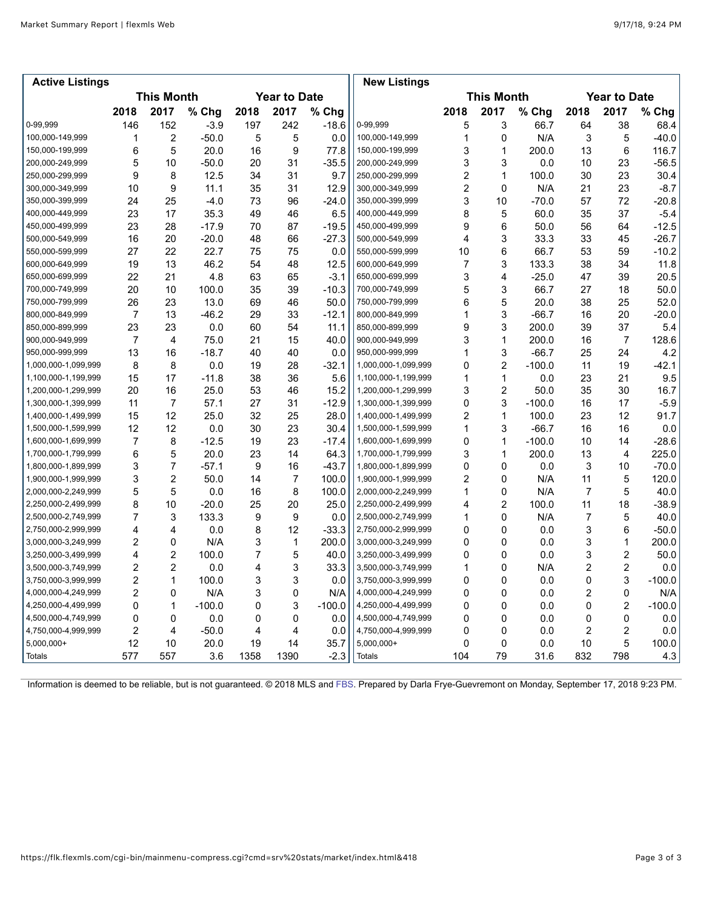## Active Listings

| | This Month | | | Year to Date | | |
|---|---|---|---|---|---|---|
| | 2018 | 2017 | % Chg | 2018 | 2017 | % Chg |
| 0-99,999 | 146 | 152 | -3.9 | 197 | 242 | -18.6 |
| 100,000-149,999 | 1 | 2 | -50.0 | 5 | 5 | 0.0 |
| 150,000-199,999 | 6 | 5 | 20.0 | 16 | 9 | 77.8 |
| 200,000-249,999 | 5 | 10 | -50.0 | 20 | 31 | -35.5 |
| 250,000-299,999 | 9 | 8 | 12.5 | 34 | 31 | 9.7 |
| 300,000-349,999 | 10 | 9 | 11.1 | 35 | 31 | 12.9 |
| 350,000-399,999 | 24 | 25 | -4.0 | 73 | 96 | -24.0 |
| 400,000-449,999 | 23 | 17 | 35.3 | 49 | 46 | 6.5 |
| 450,000-499,999 | 23 | 28 | -17.9 | 70 | 87 | -19.5 |
| 500,000-549,999 | 16 | 20 | -20.0 | 48 | 66 | -27.3 |
| 550,000-599,999 | 27 | 22 | 22.7 | 75 | 75 | 0.0 |
| 600,000-649,999 | 19 | 13 | 46.2 | 54 | 48 | 12.5 |
| 650,000-699,999 | 22 | 21 | 4.8 | 63 | 65 | -3.1 |
| 700,000-749,999 | 20 | 10 | 100.0 | 35 | 39 | -10.3 |
| 750,000-799,999 | 26 | 23 | 13.0 | 69 | 46 | 50.0 |
| 800,000-849,999 | 7 | 13 | -46.2 | 29 | 33 | -12.1 |
| 850,000-899,999 | 23 | 23 | 0.0 | 60 | 54 | 11.1 |
| 900,000-949,999 | 7 | 4 | 75.0 | 21 | 15 | 40.0 |
| 950,000-999,999 | 13 | 16 | -18.7 | 40 | 40 | 0.0 |
| 1,000,000-1,099,999 | 8 | 8 | 0.0 | 19 | 28 | -32.1 |
| 1,100,000-1,199,999 | 15 | 17 | -11.8 | 38 | 36 | 5.6 |
| 1,200,000-1,299,999 | 20 | 16 | 25.0 | 53 | 46 | 15.2 |
| 1,300,000-1,399,999 | 11 | 7 | 57.1 | 27 | 31 | -12.9 |
| 1,400,000-1,499,999 | 15 | 12 | 25.0 | 32 | 25 | 28.0 |
| 1,500,000-1,599,999 | 12 | 12 | 0.0 | 30 | 23 | 30.4 |
| 1,600,000-1,699,999 | 7 | 8 | -12.5 | 19 | 23 | -17.4 |
| 1,700,000-1,799,999 | 6 | 5 | 20.0 | 23 | 14 | 64.3 |
| 1,800,000-1,899,999 | 3 | 7 | -57.1 | 9 | 16 | -43.7 |
| 1,900,000-1,999,999 | 3 | 2 | 50.0 | 14 | 7 | 100.0 |
| 2,000,000-2,249,999 | 5 | 5 | 0.0 | 16 | 8 | 100.0 |
| 2,250,000-2,499,999 | 8 | 10 | -20.0 | 25 | 20 | 25.0 |
| 2,500,000-2,749,999 | 7 | 3 | 133.3 | 9 | 9 | 0.0 |
| 2,750,000-2,999,999 | 4 | 4 | 0.0 | 8 | 12 | -33.3 |
| 3,000,000-3,249,999 | 2 | 0 | N/A | 3 | 1 | 200.0 |
| 3,250,000-3,499,999 | 4 | 2 | 100.0 | 7 | 5 | 40.0 |
| 3,500,000-3,749,999 | 2 | 2 | 0.0 | 4 | 3 | 33.3 |
| 3,750,000-3,999,999 | 2 | 1 | 100.0 | 3 | 3 | 0.0 |
| 4,000,000-4,249,999 | 2 | 0 | N/A | 3 | 0 | N/A |
| 4,250,000-4,499,999 | 0 | 1 | -100.0 | 0 | 3 | -100.0 |
| 4,500,000-4,749,999 | 0 | 0 | 0.0 | 0 | 0 | 0.0 |
| 4,750,000-4,999,999 | 2 | 4 | -50.0 | 4 | 4 | 0.0 |
| 5,000,000+ | 12 | 10 | 20.0 | 19 | 14 | 35.7 |
| Totals | 577 | 557 | 3.6 | 1358 | 1390 | -2.3 |

## New Listings

| | This Month | | | Year to Date | | |
|---|---|---|---|---|---|---|
| | 2018 | 2017 | % Chg | 2018 | 2017 | % Chg |
| 0-99,999 | 5 | 3 | 66.7 | 64 | 38 | 68.4 |
| 100,000-149,999 | 1 | 0 | N/A | 3 | 5 | -40.0 |
| 150,000-199,999 | 3 | 1 | 200.0 | 13 | 6 | 116.7 |
| 200,000-249,999 | 3 | 3 | 0.0 | 10 | 23 | -56.5 |
| 250,000-299,999 | 2 | 1 | 100.0 | 30 | 23 | 30.4 |
| 300,000-349,999 | 2 | 0 | N/A | 21 | 23 | -8.7 |
| 350,000-399,999 | 3 | 10 | -70.0 | 57 | 72 | -20.8 |
| 400,000-449,999 | 8 | 5 | 60.0 | 35 | 37 | -5.4 |
| 450,000-499,999 | 9 | 6 | 50.0 | 56 | 64 | -12.5 |
| 500,000-549,999 | 4 | 3 | 33.3 | 33 | 45 | -26.7 |
| 550,000-599,999 | 10 | 6 | 66.7 | 53 | 59 | -10.2 |
| 600,000-649,999 | 7 | 3 | 133.3 | 38 | 34 | 11.8 |
| 650,000-699,999 | 3 | 4 | -25.0 | 47 | 39 | 20.5 |
| 700,000-749,999 | 5 | 3 | 66.7 | 27 | 18 | 50.0 |
| 750,000-799,999 | 6 | 5 | 20.0 | 38 | 25 | 52.0 |
| 800,000-849,999 | 1 | 3 | -66.7 | 16 | 20 | -20.0 |
| 850,000-899,999 | 9 | 3 | 200.0 | 39 | 37 | 5.4 |
| 900,000-949,999 | 3 | 1 | 200.0 | 16 | 7 | 128.6 |
| 950,000-999,999 | 1 | 3 | -66.7 | 25 | 24 | 4.2 |
| 1,000,000-1,099,999 | 0 | 2 | -100.0 | 11 | 19 | -42.1 |
| 1,100,000-1,199,999 | 1 | 1 | 0.0 | 23 | 21 | 9.5 |
| 1,200,000-1,299,999 | 3 | 2 | 50.0 | 35 | 30 | 16.7 |
| 1,300,000-1,399,999 | 0 | 3 | -100.0 | 16 | 17 | -5.9 |
| 1,400,000-1,499,999 | 2 | 1 | 100.0 | 23 | 12 | 91.7 |
| 1,500,000-1,599,999 | 1 | 3 | -66.7 | 16 | 16 | 0.0 |
| 1,600,000-1,699,999 | 0 | 1 | -100.0 | 10 | 14 | -28.6 |
| 1,700,000-1,799,999 | 3 | 1 | 200.0 | 13 | 4 | 225.0 |
| 1,800,000-1,899,999 | 0 | 0 | 0.0 | 3 | 10 | -70.0 |
| 1,900,000-1,999,999 | 2 | 0 | N/A | 11 | 5 | 120.0 |
| 2,000,000-2,249,999 | 1 | 0 | N/A | 7 | 5 | 40.0 |
| 2,250,000-2,499,999 | 4 | 2 | 100.0 | 11 | 18 | -38.9 |
| 2,500,000-2,749,999 | 1 | 0 | N/A | 7 | 5 | 40.0 |
| 2,750,000-2,999,999 | 0 | 0 | 0.0 | 3 | 6 | -50.0 |
| 3,000,000-3,249,999 | 0 | 0 | 0.0 | 3 | 1 | 200.0 |
| 3,250,000-3,499,999 | 0 | 0 | 0.0 | 3 | 2 | 50.0 |
| 3,500,000-3,749,999 | 1 | 0 | N/A | 2 | 2 | 0.0 |
| 3,750,000-3,999,999 | 0 | 0 | 0.0 | 0 | 3 | -100.0 |
| 4,000,000-4,249,999 | 0 | 0 | 0.0 | 2 | 0 | N/A |
| 4,250,000-4,499,999 | 0 | 0 | 0.0 | 0 | 2 | -100.0 |
| 4,500,000-4,749,999 | 0 | 0 | 0.0 | 0 | 0 | 0.0 |
| 4,750,000-4,999,999 | 0 | 0 | 0.0 | 2 | 2 | 0.0 |
| 5,000,000+ | 0 | 0 | 0.0 | 10 | 5 | 100.0 |
| Totals | 104 | 79 | 31.6 | 832 | 798 | 4.3 |

Information is deemed to be reliable, but is not guaranteed. © 2018 MLS and FBS. Prepared by Darla Frye-Guevremont on Monday, September 17, 2018 9:23 PM.